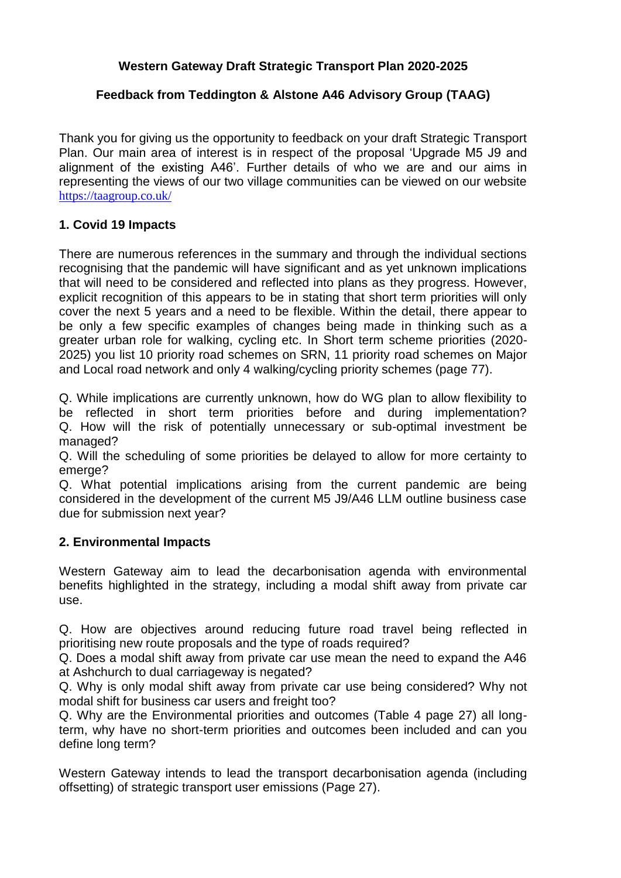**Western Gateway Draft Strategic Transport Plan 2020-2025**

**Feedback from Teddington & Alstone A46 Advisory Group (TAAG)**

Thank you for giving us the opportunity to feedback on your draft Strategic Transport Plan. Our main area of interest is in respect of the proposal 'Upgrade M5 J9 and alignment of the existing A46'. Further details of who we are and our aims in representing the views of our two village communities can be viewed on our website https://taagroup.co.uk/

## 1. Covid 19 Impacts

There are numerous references in the summary and through the individual sections recognising that the pandemic will have significant and as yet unknown implications that will need to be considered and reflected into plans as they progress. However, explicit recognition of this appears to be in stating that short term priorities will only cover the next 5 years and a need to be flexible. Within the detail, there appear to be only a few specific examples of changes being made in thinking such as a greater urban role for walking, cycling etc. In Short term scheme priorities (2020-2025) you list 10 priority road schemes on SRN, 11 priority road schemes on Major and Local road network and only 4 walking/cycling priority schemes (page 77).

Q. While implications are currently unknown, how do WG plan to allow flexibility to be reflected in short term priorities before and during implementation?
Q. How will the risk of potentially unnecessary or sub-optimal investment be managed?
Q. Will the scheduling of some priorities be delayed to allow for more certainty to emerge?
Q. What potential implications arising from the current pandemic are being considered in the development of the current M5 J9/A46 LLM outline business case due for submission next year?

## 2. Environmental Impacts

Western Gateway aim to lead the decarbonisation agenda with environmental benefits highlighted in the strategy, including a modal shift away from private car use.

Q. How are objectives around reducing future road travel being reflected in prioritising new route proposals and the type of roads required?
Q. Does a modal shift away from private car use mean the need to expand the A46 at Ashchurch to dual carriageway is negated?
Q. Why is only modal shift away from private car use being considered? Why not modal shift for business car users and freight too?
Q. Why are the Environmental priorities and outcomes (Table 4 page 27) all long-term, why have no short-term priorities and outcomes been included and can you define long term?

Western Gateway intends to lead the transport decarbonisation agenda (including offsetting) of strategic transport user emissions (Page 27).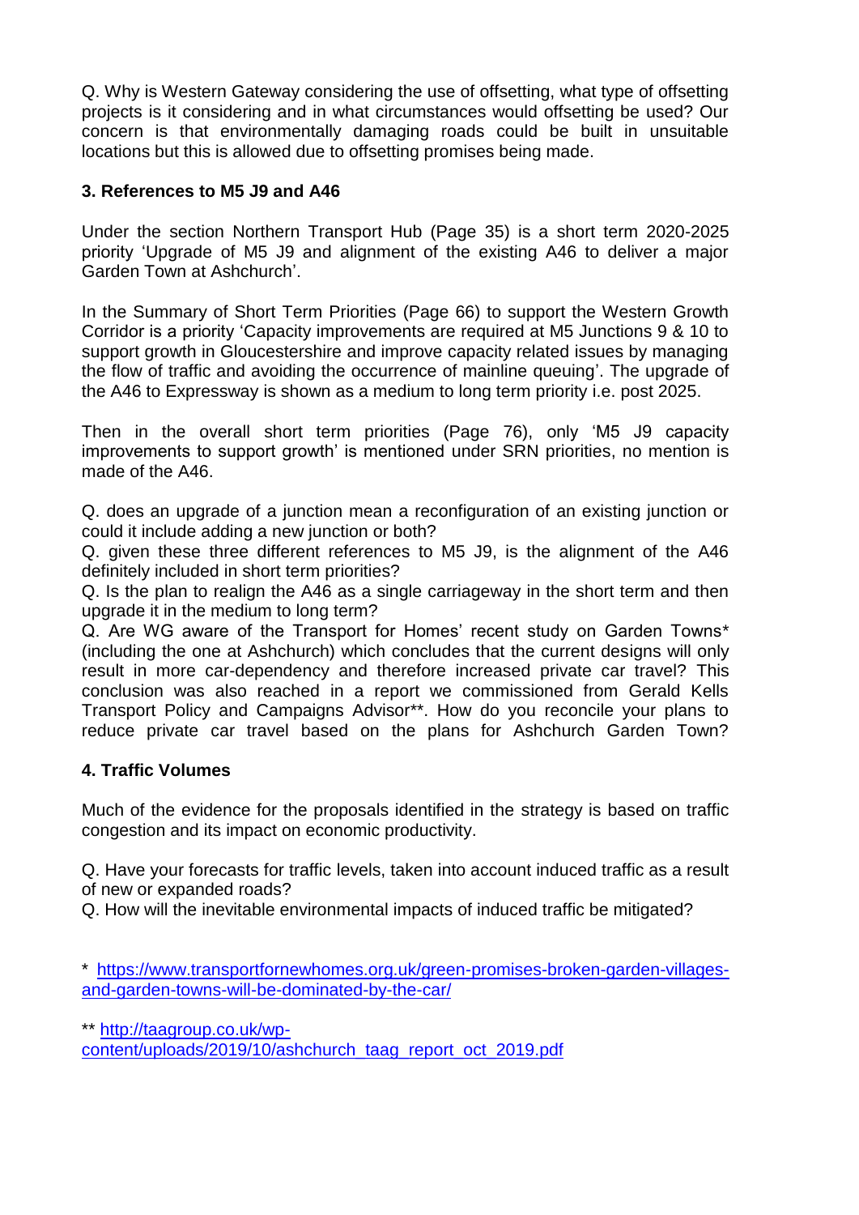Q. Why is Western Gateway considering the use of offsetting, what type of offsetting projects is it considering and in what circumstances would offsetting be used? Our concern is that environmentally damaging roads could be built in unsuitable locations but this is allowed due to offsetting promises being made.

### 3. References to M5 J9 and A46

Under the section Northern Transport Hub (Page 35) is a short term 2020-2025 priority 'Upgrade of M5 J9 and alignment of the existing A46 to deliver a major Garden Town at Ashchurch'.

In the Summary of Short Term Priorities (Page 66) to support the Western Growth Corridor is a priority 'Capacity improvements are required at M5 Junctions 9 & 10 to support growth in Gloucestershire and improve capacity related issues by managing the flow of traffic and avoiding the occurrence of mainline queuing'. The upgrade of the A46 to Expressway is shown as a medium to long term priority i.e. post 2025.

Then in the overall short term priorities (Page 76), only 'M5 J9 capacity improvements to support growth' is mentioned under SRN priorities, no mention is made of the A46.

Q. does an upgrade of a junction mean a reconfiguration of an existing junction or could it include adding a new junction or both?
Q. given these three different references to M5 J9, is the alignment of the A46 definitely included in short term priorities?
Q. Is the plan to realign the A46 as a single carriageway in the short term and then upgrade it in the medium to long term?
Q. Are WG aware of the Transport for Homes' recent study on Garden Towns* (including the one at Ashchurch) which concludes that the current designs will only result in more car-dependency and therefore increased private car travel? This conclusion was also reached in a report we commissioned from Gerald Kells Transport Policy and Campaigns Advisor**. How do you reconcile your plans to reduce private car travel based on the plans for Ashchurch Garden Town?

### 4. Traffic Volumes

Much of the evidence for the proposals identified in the strategy is based on traffic congestion and its impact on economic productivity.

Q. Have your forecasts for traffic levels, taken into account induced traffic as a result of new or expanded roads?
Q. How will the inevitable environmental impacts of induced traffic be mitigated?

* https://www.transportfornewhomes.org.uk/green-promises-broken-garden-villages-and-garden-towns-will-be-dominated-by-the-car/

** http://taagroup.co.uk/wp-content/uploads/2019/10/ashchurch_taag_report_oct_2019.pdf